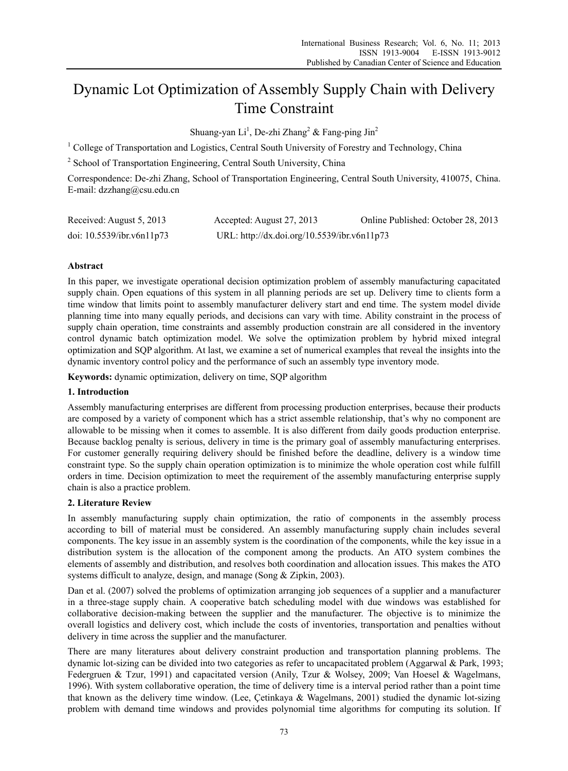# Dynamic Lot Optimization of Assembly Supply Chain with Delivery Time Constraint

Shuang-yan Li[1], De-zhi Zhang[2] & Fang-ping Jin[2]

[1] College of Transportation and Logistics, Central South University of Forestry and Technology, China

[2] School of Transportation Engineering, Central South University, China

Correspondence: De-zhi Zhang, School of Transportation Engineering, Central South University, 410075, China. E-mail: dzzhang@csu.edu.cn

Received: August 5, 2013 Accepted: August 27, 2013 Online Published: October 28, 2013

doi: 10.5539/ibr.v6n11p73 URL: http://dx.doi.org/10.5539/ibr.v6n11p73

## Abstract

In this paper, we investigate operational decision optimization problem of assembly manufacturing capacitated supply chain. Open equations of this system in all planning periods are set up. Delivery time to clients form a time window that limits point to assembly manufacturer delivery start and end time. The system model divide planning time into many equally periods, and decisions can vary with time. Ability constraint in the process of supply chain operation, time constraints and assembly production constrain are all considered in the inventory control dynamic batch optimization model. We solve the optimization problem by hybrid mixed integral optimization and SQP algorithm. At last, we examine a set of numerical examples that reveal the insights into the dynamic inventory control policy and the performance of such an assembly type inventory mode.

**Keywords:** dynamic optimization, delivery on time, SQP algorithm

## 1. Introduction

Assembly manufacturing enterprises are different from processing production enterprises, because their products are composed by a variety of component which has a strict assemble relationship, that's why no component are allowable to be missing when it comes to assemble. It is also different from daily goods production enterprise. Because backlog penalty is serious, delivery in time is the primary goal of assembly manufacturing enterprises. For customer generally requiring delivery should be finished before the deadline, delivery is a window time constraint type. So the supply chain operation optimization is to minimize the whole operation cost while fulfill orders in time. Decision optimization to meet the requirement of the assembly manufacturing enterprise supply chain is also a practice problem.

## 2. Literature Review

In assembly manufacturing supply chain optimization, the ratio of components in the assembly process according to bill of material must be considered. An assembly manufacturing supply chain includes several components. The key issue in an assembly system is the coordination of the components, while the key issue in a distribution system is the allocation of the component among the products. An ATO system combines the elements of assembly and distribution, and resolves both coordination and allocation issues. This makes the ATO systems difficult to analyze, design, and manage (Song & Zipkin, 2003).

Dan et al. (2007) solved the problems of optimization arranging job sequences of a supplier and a manufacturer in a three-stage supply chain. A cooperative batch scheduling model with due windows was established for collaborative decision-making between the supplier and the manufacturer. The objective is to minimize the overall logistics and delivery cost, which include the costs of inventories, transportation and penalties without delivery in time across the supplier and the manufacturer.

There are many literatures about delivery constraint production and transportation planning problems. The dynamic lot-sizing can be divided into two categories as refer to uncapacitated problem (Aggarwal & Park, 1993; Federgruen & Tzur, 1991) and capacitated version (Anily, Tzur & Wolsey, 2009; Van Hoesel & Wagelmans, 1996). With system collaborative operation, the time of delivery time is a interval period rather than a point time that known as the delivery time window. (Lee, Çetinkaya & Wagelmans, 2001) studied the dynamic lot-sizing problem with demand time windows and provides polynomial time algorithms for computing its solution. If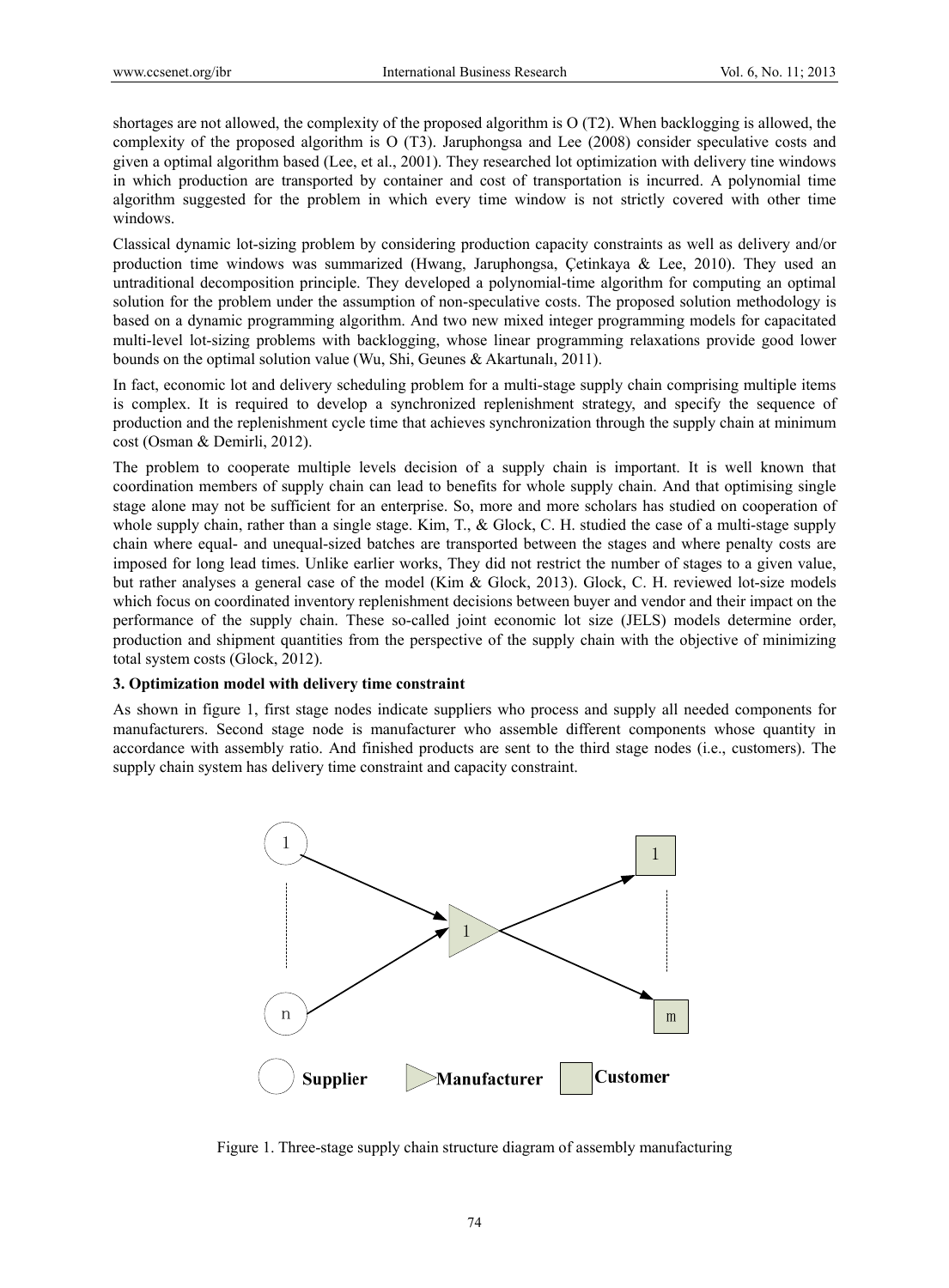shortages are not allowed, the complexity of the proposed algorithm is O (T2). When backlogging is allowed, the complexity of the proposed algorithm is O (T3). Jaruphongsa and Lee (2008) consider speculative costs and given a optimal algorithm based (Lee, et al., 2001). They researched lot optimization with delivery tine windows in which production are transported by container and cost of transportation is incurred. A polynomial time algorithm suggested for the problem in which every time window is not strictly covered with other time windows.

Classical dynamic lot-sizing problem by considering production capacity constraints as well as delivery and/or production time windows was summarized (Hwang, Jaruphongsa, Çetinkaya & Lee, 2010). They used an untraditional decomposition principle. They developed a polynomial-time algorithm for computing an optimal solution for the problem under the assumption of non-speculative costs. The proposed solution methodology is based on a dynamic programming algorithm. And two new mixed integer programming models for capacitated multi-level lot-sizing problems with backlogging, whose linear programming relaxations provide good lower bounds on the optimal solution value (Wu, Shi, Geunes & Akartunalı, 2011).

In fact, economic lot and delivery scheduling problem for a multi-stage supply chain comprising multiple items is complex. It is required to develop a synchronized replenishment strategy, and specify the sequence of production and the replenishment cycle time that achieves synchronization through the supply chain at minimum cost (Osman & Demirli, 2012).

The problem to cooperate multiple levels decision of a supply chain is important. It is well known that coordination members of supply chain can lead to benefits for whole supply chain. And that optimising single stage alone may not be sufficient for an enterprise. So, more and more scholars has studied on cooperation of whole supply chain, rather than a single stage. Kim, T., & Glock, C. H. studied the case of a multi-stage supply chain where equal- and unequal-sized batches are transported between the stages and where penalty costs are imposed for long lead times. Unlike earlier works, They did not restrict the number of stages to a given value, but rather analyses a general case of the model (Kim & Glock, 2013). Glock, C. H. reviewed lot-size models which focus on coordinated inventory replenishment decisions between buyer and vendor and their impact on the performance of the supply chain. These so-called joint economic lot size (JELS) models determine order, production and shipment quantities from the perspective of the supply chain with the objective of minimizing total system costs (Glock, 2012).

### 3. Optimization model with delivery time constraint

As shown in figure 1, first stage nodes indicate suppliers who process and supply all needed components for manufacturers. Second stage node is manufacturer who assemble different components whose quantity in accordance with assembly ratio. And finished products are sent to the third stage nodes (i.e., customers). The supply chain system has delivery time constraint and capacity constraint.

Figure 1. Three-stage supply chain structure diagram of assembly manufacturing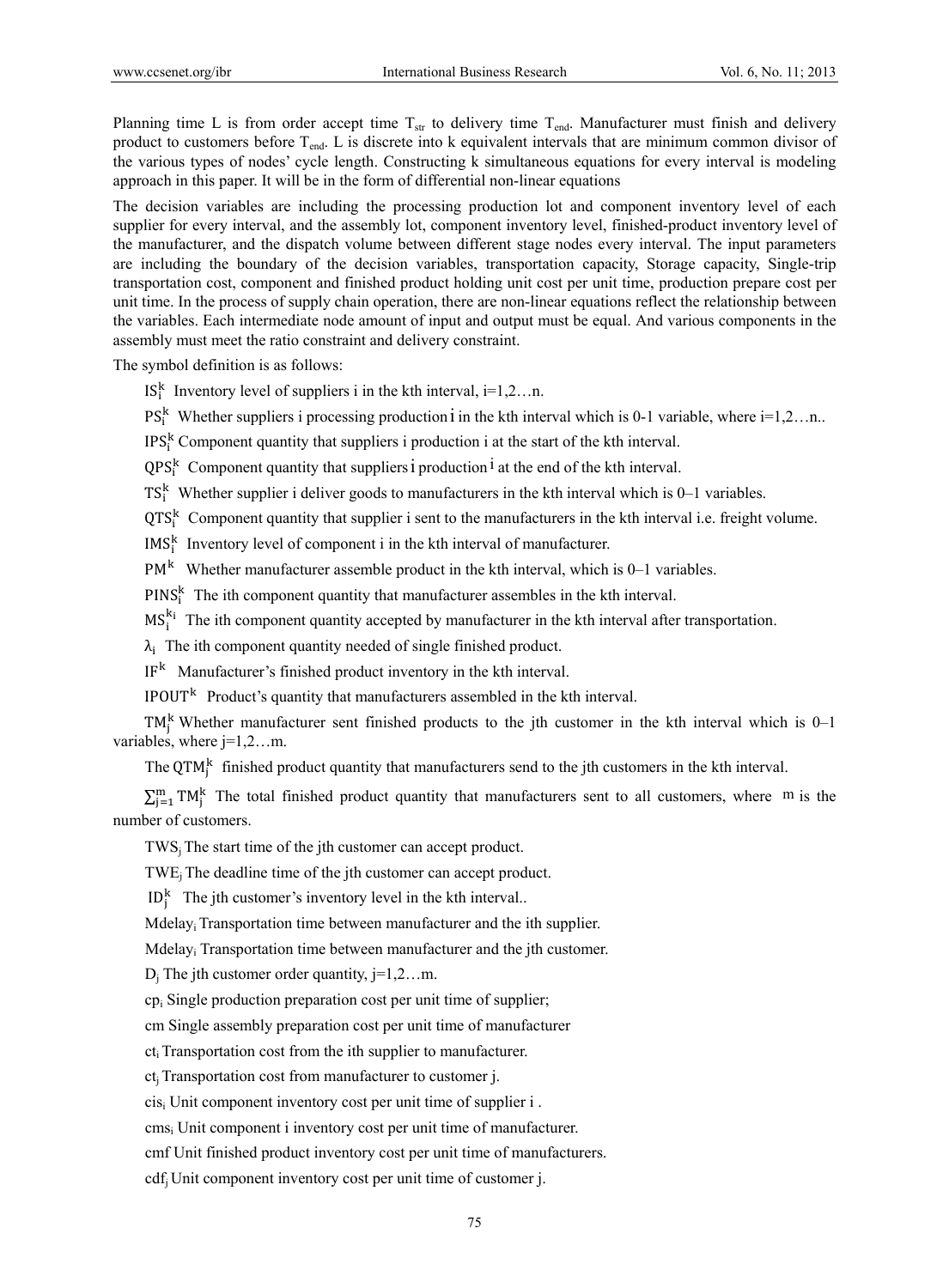Planning time L is from order accept time $T_{str}$ to delivery time $T_{end}$. Manufacturer must finish and delivery product to customers before $T_{end}$. L is discrete into k equivalent intervals that are minimum common divisor of the various types of nodes' cycle length. Constructing k simultaneous equations for every interval is modeling approach in this paper. It will be in the form of differential non-linear equations

The decision variables are including the processing production lot and component inventory level of each supplier for every interval, and the assembly lot, component inventory level, finished-product inventory level of the manufacturer, and the dispatch volume between different stage nodes every interval. The input parameters are including the boundary of the decision variables, transportation capacity, Storage capacity, Single-trip transportation cost, component and finished product holding unit cost per unit time, production prepare cost per unit time. In the process of supply chain operation, there are non-linear equations reflect the relationship between the variables. Each intermediate node amount of input and output must be equal. And various components in the assembly must meet the ratio constraint and delivery constraint.

The symbol definition is as follows:

$IS_i^k$ Inventory level of suppliers i in the kth interval, i=1,2…n.

$PS_i^k$ Whether suppliers i processing production i in the kth interval which is 0-1 variable, where i=1,2…n..

$IPS_i^k$ Component quantity that suppliers i production i at the start of the kth interval.

$QPS_i^k$ Component quantity that suppliers i production i at the end of the kth interval.

$TS_i^k$ Whether supplier i deliver goods to manufacturers in the kth interval which is 0–1 variables.

$QTS_i^k$ Component quantity that supplier i sent to the manufacturers in the kth interval i.e. freight volume.

$IMS_i^k$ Inventory level of component i in the kth interval of manufacturer.

$PM^k$ Whether manufacturer assemble product in the kth interval, which is 0–1 variables.

$PINS_i^k$ The ith component quantity that manufacturer assembles in the kth interval.

$MS_i^{k_i}$ The ith component quantity accepted by manufacturer in the kth interval after transportation.

$\lambda_i$ The ith component quantity needed of single finished product.

$IF^k$ Manufacturer's finished product inventory in the kth interval.

$IPOUT^k$ Product's quantity that manufacturers assembled in the kth interval.

$TM_j^k$ Whether manufacturer sent finished products to the jth customer in the kth interval which is 0–1 variables, where j=1,2…m.

The $QTM_j^k$ finished product quantity that manufacturers send to the jth customers in the kth interval.

$\sum_{j=1}^{m} TM_j^k$ The total finished product quantity that manufacturers sent to all customers, where m is the number of customers.

$TWS_j$ The start time of the jth customer can accept product.

$TWE_j$ The deadline time of the jth customer can accept product.

$ID_j^k$ The jth customer's inventory level in the kth interval..

$Mdelay_i$ Transportation time between manufacturer and the ith supplier.

$Mdelay_i$ Transportation time between manufacturer and the jth customer.

$D_j$ The jth customer order quantity, j=1,2…m.

$cp_i$ Single production preparation cost per unit time of supplier;

cm Single assembly preparation cost per unit time of manufacturer

$ct_i$ Transportation cost from the ith supplier to manufacturer.

$ct_j$ Transportation cost from manufacturer to customer j.

$cis_i$ Unit component inventory cost per unit time of supplier i .

$cms_i$ Unit component i inventory cost per unit time of manufacturer.

cmf Unit finished product inventory cost per unit time of manufacturers.

$cdf_j$ Unit component inventory cost per unit time of customer j.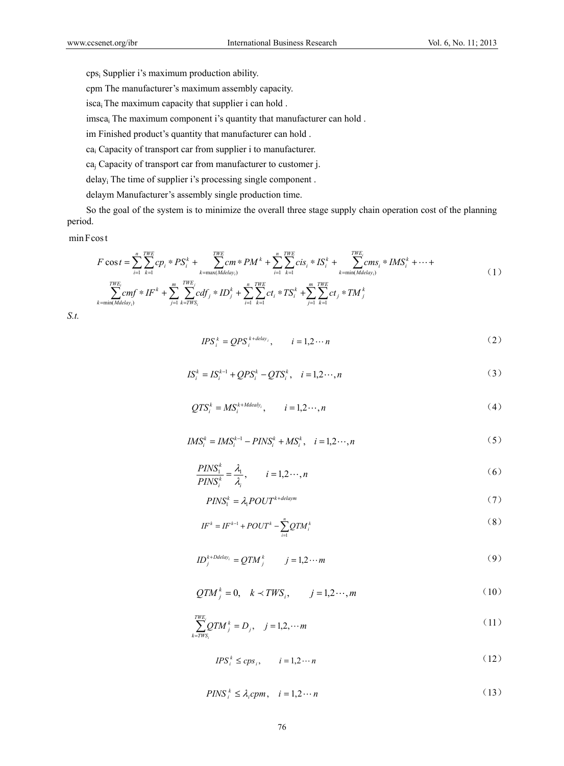$cps_i$ Supplier i's maximum production ability.

$cpm$ The manufacturer's maximum assembly capacity.

$isca_i$ The maximum capacity that supplier i can hold .

$imsca_i$ The maximum component i's quantity that manufacturer can hold .

$im$ Finished product's quantity that manufacturer can hold .

$ca_i$ Capacity of transport car from supplier i to manufacturer.

$ca_j$ Capacity of transport car from manufacturer to customer j.

$delay_i$ The time of supplier i's processing single component .

$delaym$ Manufacturer's assembly single production time.

So the goal of the system is to minimize the overall three stage supply chain operation cost of the planning period.

$\min F\cos t$

$$
\begin{aligned}
F\cos t = & \sum_{i=1}^{n}\sum_{k=1}^{TWE} cp_i * PS_i^k + \sum_{k=\max(Mdelay_i)}^{TWE} cm * PM^k + \sum_{i=1}^{n}\sum_{k=1}^{TWE} cis_i * IS_i^k + \sum_{k=\min(Mdelay_i)}^{TWE_i} cms_i * IMS_i^k + \cdots + \\
& \sum_{k=\min(Mdelay_i)}^{TWE_i} cmf * IF^k + \sum_{j=1}^{m}\sum_{k=TWS_i}^{TWE_j} cdf_j * ID_j^k + \sum_{i=1}^{n}\sum_{k=1}^{TWE} ct_i * TS_i^k + \sum_{j=1}^{m}\sum_{k=1}^{TWE} ct_j * TM_j^k
\end{aligned} \tag{1}
$$

*S.t.*

$$IPS_i^k = QPS_i^{k+delay_i}, \qquad i = 1,2\cdots n \tag{2}$$

$$IS_i^k = IS_i^{k-1} + QPS_i^k - QTS_i^k, \quad i = 1,2\cdots, n \tag{3}$$

$$QTS_i^k = MS_i^{k+Mdealy_i}, \qquad i = 1,2\cdots, n \tag{4}$$

$$IMS_i^k = IMS_i^{k-1} - PINS_i^k + MS_i^k, \quad i = 1,2\cdots, n \tag{5}$$

$$\frac{PINS_1^k}{PINS_i^k} = \frac{\lambda_1}{\lambda_i}, \qquad i = 1,2\cdots, n \tag{6}$$

$$PINS_1^k = \lambda_1 POUT^{k+delaym} \tag{7}$$

$$IF^k = IF^{k-1} + POUT^k - \sum_{i=1}^{n} QTM_i^k \tag{8}$$

$$ID_j^{k+Ddelay_i} = QTM_j^k \qquad j = 1,2\cdots m \tag{9}$$

$$QTM_j^k = 0, \quad k \prec TWS_i, \qquad j = 1,2\cdots, m \tag{10}$$

$$\sum_{k=TWS_i}^{TWE_i} QTM_j^k = D_j, \quad j = 1,2,\cdots m \tag{11}$$

$$IPS_i^k \le cps_i, \qquad i = 1,2\cdots n \tag{12}$$

$$PINS_i^k \le \lambda_i cpm, \quad i = 1,2\cdots n \tag{13}$$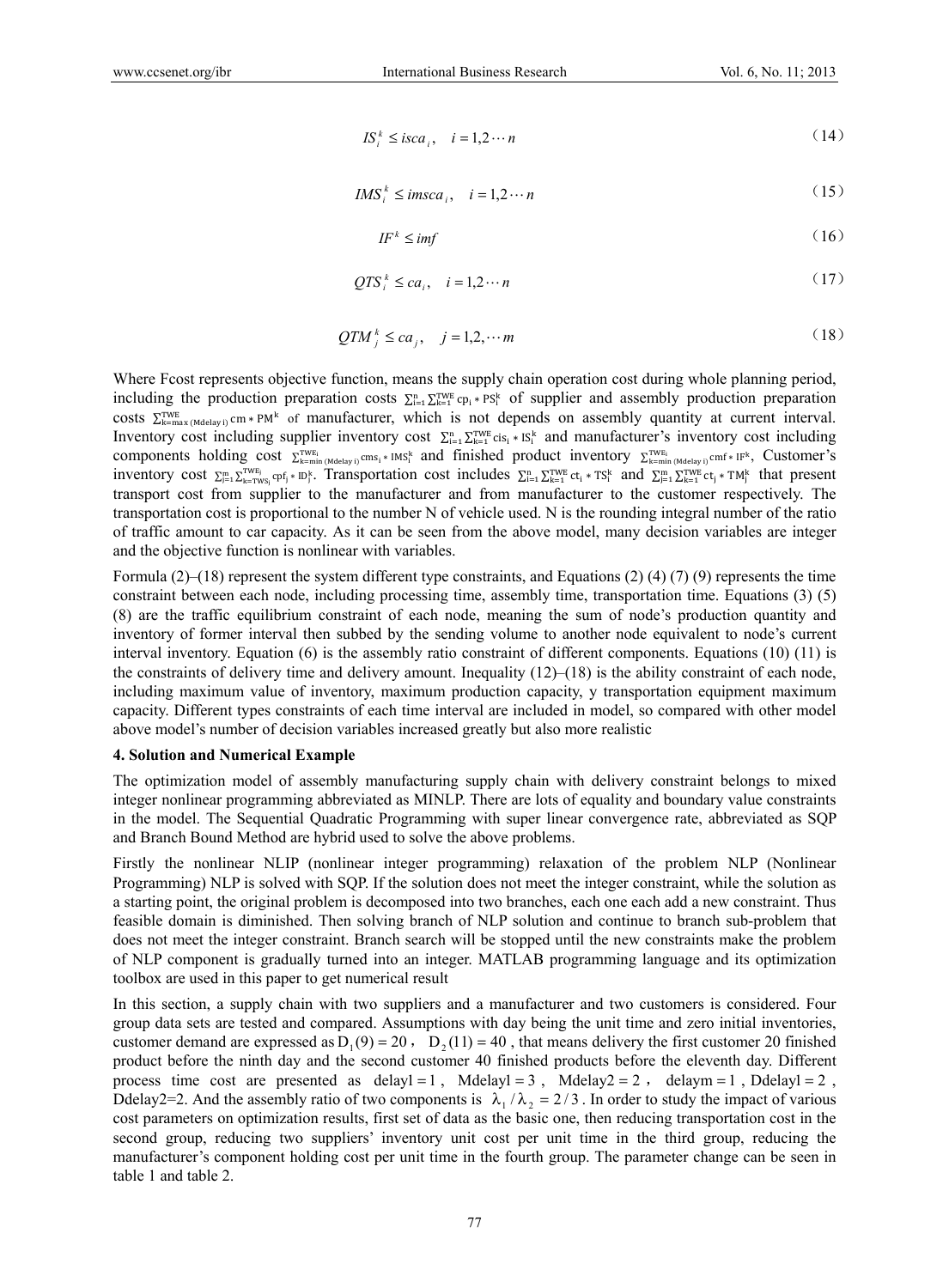$$IS_i^k \le isca_i, \quad i = 1,2\cdots n \tag{14}$$

$$IMS_i^k \le imsca_i, \quad i = 1,2\cdots n \tag{15}$$

$$IF^k \le imf \tag{16}$$

$$QTS_i^k \le ca_i, \quad i = 1,2\cdots n \tag{17}$$

$$QTM_j^k \le ca_j, \quad j = 1,2,\cdots m \tag{18}$$

Where Fcost represents objective function, means the supply chain operation cost during whole planning period, including the production preparation costs $\sum_{i=1}^{n}\sum_{k=1}^{TWE} cp_i * PS_i^k$ of supplier and assembly production preparation costs $\sum_{k=\max(Mdelay\,i)}^{TWE} cm * PM^k$ of manufacturer, which is not depends on assembly quantity at current interval. Inventory cost including supplier inventory cost $\sum_{i=1}^{n}\sum_{k=1}^{TWE} cis_i * IS_i^k$ and manufacturer's inventory cost including components holding cost $\sum_{k=\min(Mdelay\,i)}^{TWE_i} cms_i * IMS_i^k$ and finished product inventory $\sum_{k=\min(Mdelay\,i)}^{TWE_i} cmf * IF^k$, Customer's inventory cost $\sum_{j=1}^{m}\sum_{k=TWS_j}^{TWE_j} cpf_j * ID_j^k$. Transportation cost includes $\sum_{i=1}^{n}\sum_{k=1}^{TWE} ct_i * TS_i^k$ and $\sum_{j=1}^{m}\sum_{k=1}^{TWE} ct_j * TM_j^k$ that present transport cost from supplier to the manufacturer and from manufacturer to the customer respectively. The transportation cost is proportional to the number N of vehicle used. N is the rounding integral number of the ratio of traffic amount to car capacity. As it can be seen from the above model, many decision variables are integer and the objective function is nonlinear with variables.

Formula (2)–(18) represent the system different type constraints, and Equations (2) (4) (7) (9) represents the time constraint between each node, including processing time, assembly time, transportation time. Equations (3) (5) (8) are the traffic equilibrium constraint of each node, meaning the sum of node's production quantity and inventory of former interval then subbed by the sending volume to another node equivalent to node's current interval inventory. Equation (6) is the assembly ratio constraint of different components. Equations (10) (11) is the constraints of delivery time and delivery amount. Inequality (12)–(18) is the ability constraint of each node, including maximum value of inventory, maximum production capacity, y transportation equipment maximum capacity. Different types constraints of each time interval are included in model, so compared with other model above model's number of decision variables increased greatly but also more realistic

### 4. Solution and Numerical Example

The optimization model of assembly manufacturing supply chain with delivery constraint belongs to mixed integer nonlinear programming abbreviated as MINLP. There are lots of equality and boundary value constraints in the model. The Sequential Quadratic Programming with super linear convergence rate, abbreviated as SQP and Branch Bound Method are hybrid used to solve the above problems.

Firstly the nonlinear NLIP (nonlinear integer programming) relaxation of the problem NLP (Nonlinear Programming) NLP is solved with SQP. If the solution does not meet the integer constraint, while the solution as a starting point, the original problem is decomposed into two branches, each one each add a new constraint. Thus feasible domain is diminished. Then solving branch of NLP solution and continue to branch sub-problem that does not meet the integer constraint. Branch search will be stopped until the new constraints make the problem of NLP component is gradually turned into an integer. MATLAB programming language and its optimization toolbox are used in this paper to get numerical result

In this section, a supply chain with two suppliers and a manufacturer and two customers is considered. Four group data sets are tested and compared. Assumptions with day being the unit time and zero initial inventories, customer demand are expressed as $D_1(9) = 20$ , $D_2(11) = 40$ , that means delivery the first customer 20 finished product before the ninth day and the second customer 40 finished products before the eleventh day. Different process time cost are presented as $delayl = 1$ , $Mdelayl = 3$ , $Mdelay2 = 2$ , $delaym = 1$ , $Ddelayl = 2$ , Ddelay2=2. And the assembly ratio of two components is $\lambda_1 / \lambda_2 = 2/3$ . In order to study the impact of various cost parameters on optimization results, first set of data as the basic one, then reducing transportation cost in the second group, reducing two suppliers' inventory unit cost per unit time in the third group, reducing the manufacturer's component holding cost per unit time in the fourth group. The parameter change can be seen in table 1 and table 2.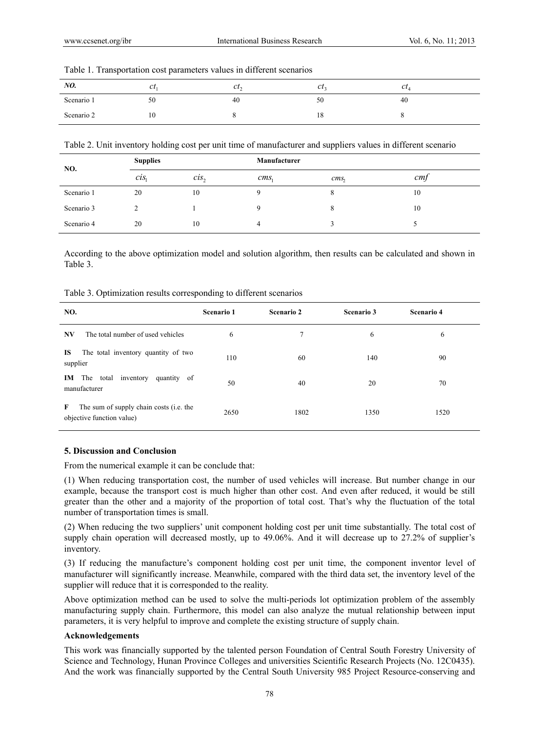Table 1. Transportation cost parameters values in different scenarios

| *NO.* | $ct_1$ | $ct_2$ | $ct_3$ | $ct_4$ |
|---|---|---|---|---|
| Scenario 1 | 50 | 40 | 50 | 40 |
| Scenario 2 | 10 | 8 | 18 | 8 |

Table 2. Unit inventory holding cost per unit time of manufacturer and suppliers values in different scenario

| NO. | **Supplies** | | **Manufacturer** | | |
|---|---|---|---|---|---|
| | $cis_1$ | $cis_2$ | $cms_1$ | $cms_2$ | $cmf$ |
| Scenario 1 | 20 | 10 | 9 | 8 | 10 |
| Scenario 3 | 2 | 1 | 9 | 8 | 10 |
| Scenario 4 | 20 | 10 | 4 | 3 | 5 |

According to the above optimization model and solution algorithm, then results can be calculated and shown in Table 3.

Table 3. Optimization results corresponding to different scenarios

| **NO.** | **Scenario 1** | **Scenario 2** | **Scenario 3** | **Scenario 4** |
|---|---|---|---|---|
| **NV** The total number of used vehicles | 6 | 7 | 6 | 6 |
| **IS** The total inventory quantity of two supplier | 110 | 60 | 140 | 90 |
| **IM** The total inventory quantity of manufacturer | 50 | 40 | 20 | 70 |
| **F** The sum of supply chain costs (i.e. the objective function value) | 2650 | 1802 | 1350 | 1520 |

## 5. Discussion and Conclusion

From the numerical example it can be conclude that:

(1) When reducing transportation cost, the number of used vehicles will increase. But number change in our example, because the transport cost is much higher than other cost. And even after reduced, it would be still greater than the other and a majority of the proportion of total cost. That's why the fluctuation of the total number of transportation times is small.

(2) When reducing the two suppliers' unit component holding cost per unit time substantially. The total cost of supply chain operation will decreased mostly, up to 49.06%. And it will decrease up to 27.2% of supplier's inventory.

(3) If reducing the manufacture's component holding cost per unit time, the component inventor level of manufacturer will significantly increase. Meanwhile, compared with the third data set, the inventory level of the supplier will reduce that it is corresponded to the reality.

Above optimization method can be used to solve the multi-periods lot optimization problem of the assembly manufacturing supply chain. Furthermore, this model can also analyze the mutual relationship between input parameters, it is very helpful to improve and complete the existing structure of supply chain.

**Acknowledgements**

This work was financially supported by the talented person Foundation of Central South Forestry University of Science and Technology, Hunan Province Colleges and universities Scientific Research Projects (No. 12C0435). And the work was financially supported by the Central South University 985 Project Resource-conserving and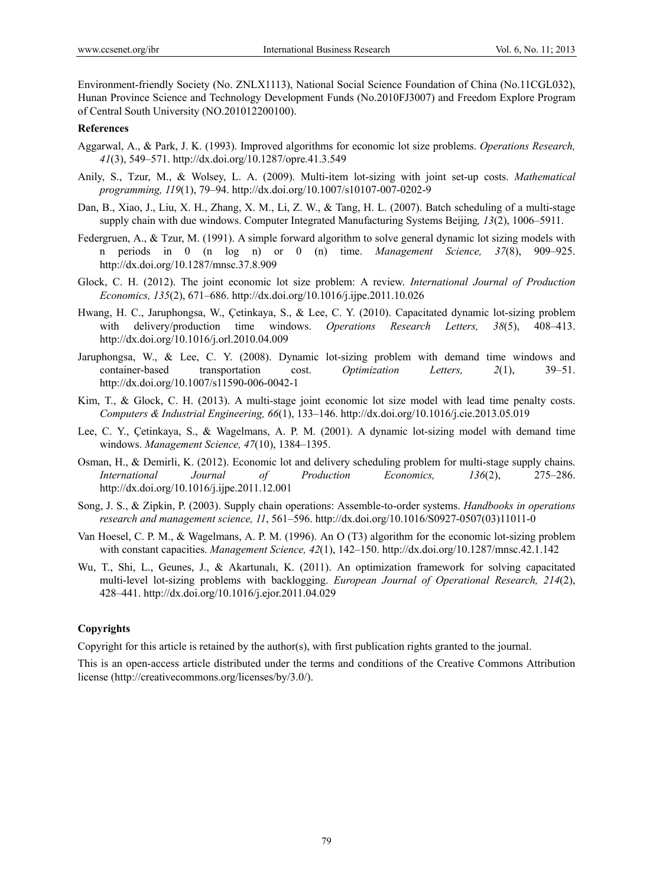Environment-friendly Society (No. ZNLX1113), National Social Science Foundation of China (No.11CGL032), Hunan Province Science and Technology Development Funds (No.2010FJ3007) and Freedom Explore Program of Central South University (NO.201012200100).

## References

Aggarwal, A., & Park, J. K. (1993). Improved algorithms for economic lot size problems. *Operations Research, 41*(3), 549–571. http://dx.doi.org/10.1287/opre.41.3.549

Anily, S., Tzur, M., & Wolsey, L. A. (2009). Multi-item lot-sizing with joint set-up costs. *Mathematical programming, 119*(1), 79–94. http://dx.doi.org/10.1007/s10107-007-0202-9

Dan, B., Xiao, J., Liu, X. H., Zhang, X. M., Li, Z. W., & Tang, H. L. (2007). Batch scheduling of a multi-stage supply chain with due windows. Computer Integrated Manufacturing Systems Beijing*, 13*(2), 1006–5911.

Federgruen, A., & Tzur, M. (1991). A simple forward algorithm to solve general dynamic lot sizing models with n periods in 0 (n log n) or 0 (n) time. *Management Science, 37*(8), 909–925. http://dx.doi.org/10.1287/mnsc.37.8.909

Glock, C. H. (2012). The joint economic lot size problem: A review. *International Journal of Production Economics, 135*(2), 671–686. http://dx.doi.org/10.1016/j.ijpe.2011.10.026

Hwang, H. C., Jaruphongsa, W., Çetinkaya, S., & Lee, C. Y. (2010). Capacitated dynamic lot-sizing problem with delivery/production time windows. *Operations Research Letters, 38*(5), 408–413. http://dx.doi.org/10.1016/j.orl.2010.04.009

Jaruphongsa, W., & Lee, C. Y. (2008). Dynamic lot-sizing problem with demand time windows and container-based transportation cost. *Optimization Letters, 2*(1), 39–51. http://dx.doi.org/10.1007/s11590-006-0042-1

Kim, T., & Glock, C. H. (2013). A multi-stage joint economic lot size model with lead time penalty costs. *Computers & Industrial Engineering, 66*(1), 133–146. http://dx.doi.org/10.1016/j.cie.2013.05.019

Lee, C. Y., Çetinkaya, S., & Wagelmans, A. P. M. (2001). A dynamic lot-sizing model with demand time windows. *Management Science, 47*(10), 1384–1395.

Osman, H., & Demirli, K. (2012). Economic lot and delivery scheduling problem for multi-stage supply chains. *International Journal of Production Economics, 136*(2), 275–286. http://dx.doi.org/10.1016/j.ijpe.2011.12.001

Song, J. S., & Zipkin, P. (2003). Supply chain operations: Assemble-to-order systems. *Handbooks in operations research and management science, 11*, 561–596. http://dx.doi.org/10.1016/S0927-0507(03)11011-0

Van Hoesel, C. P. M., & Wagelmans, A. P. M. (1996). An O (T3) algorithm for the economic lot-sizing problem with constant capacities. *Management Science, 42*(1), 142–150. http://dx.doi.org/10.1287/mnsc.42.1.142

Wu, T., Shi, L., Geunes, J., & Akartunalı, K. (2011). An optimization framework for solving capacitated multi-level lot-sizing problems with backlogging. *European Journal of Operational Research, 214*(2), 428–441. http://dx.doi.org/10.1016/j.ejor.2011.04.029

## Copyrights

Copyright for this article is retained by the author(s), with first publication rights granted to the journal.

This is an open-access article distributed under the terms and conditions of the Creative Commons Attribution license (http://creativecommons.org/licenses/by/3.0/).